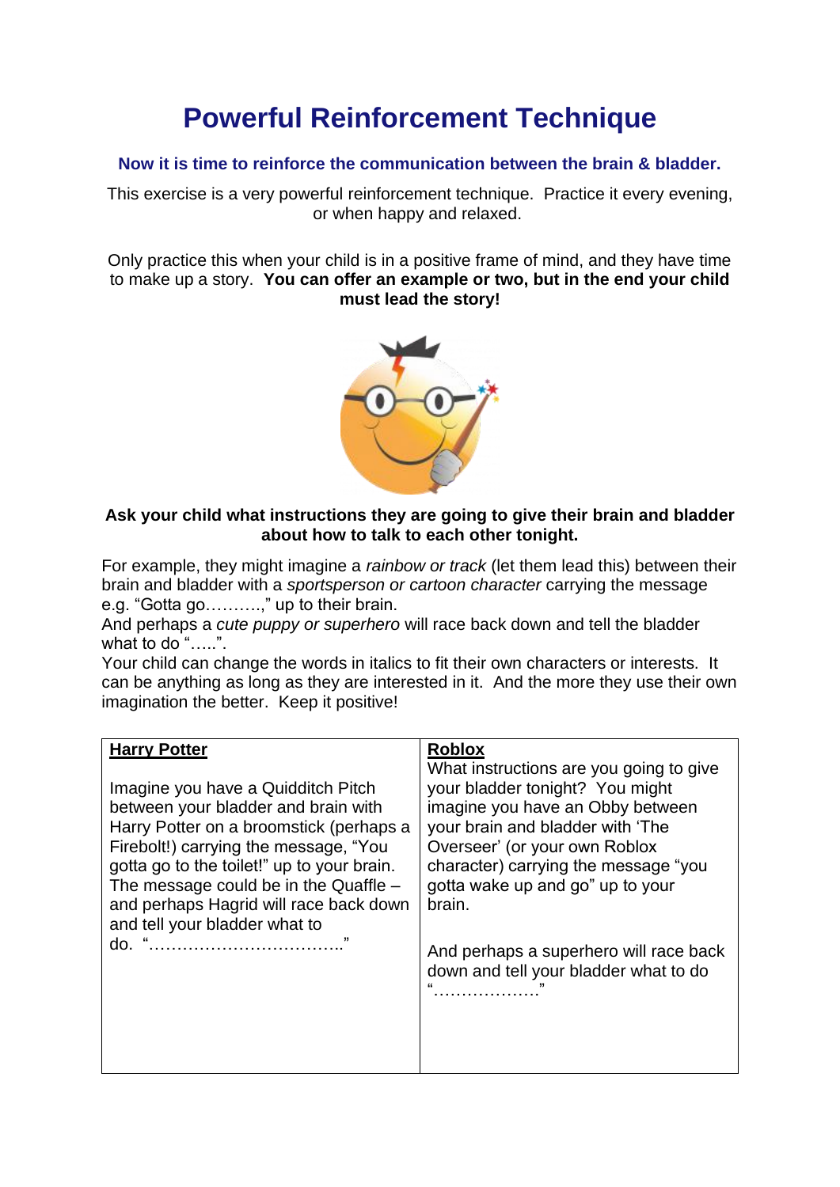# Powerful Reinforcement Technique

**Now it is time to reinforce the communication between the brain & bladder.**

This exercise is a very powerful reinforcement technique. Practice it every evening, or when happy and relaxed.

Only practice this when your child is in a positive frame of mind, and they have time to make up a story. **You can offer an example or two, but in the end your child must lead the story!**

**Ask your child what instructions they are going to give their brain and bladder about how to talk to each other tonight.**

For example, they might imagine a *rainbow or track* (let them lead this) between their brain and bladder with a *sportsperson or cartoon character* carrying the message e.g. "Gotta go……….," up to their brain.
And perhaps a *cute puppy or superhero* will race back down and tell the bladder what to do "…..".
Your child can change the words in italics to fit their own characters or interests. It can be anything as long as they are interested in it. And the more they use their own imagination the better. Keep it positive!

| **Harry Potter** | **Roblox** |
| --- | --- |
| Imagine you have a Quidditch Pitch between your bladder and brain with Harry Potter on a broomstick (perhaps a Firebolt!) carrying the message, "You gotta go to the toilet!" up to your brain. The message could be in the Quaffle – and perhaps Hagrid will race back down and tell your bladder what to do. "……………………………." | What instructions are you going to give your bladder tonight? You might imagine you have an Obby between your brain and bladder with 'The Overseer' (or your own Roblox character) carrying the message "you gotta wake up and go" up to your brain. <br><br> And perhaps a superhero will race back down and tell your bladder what to do "………………." |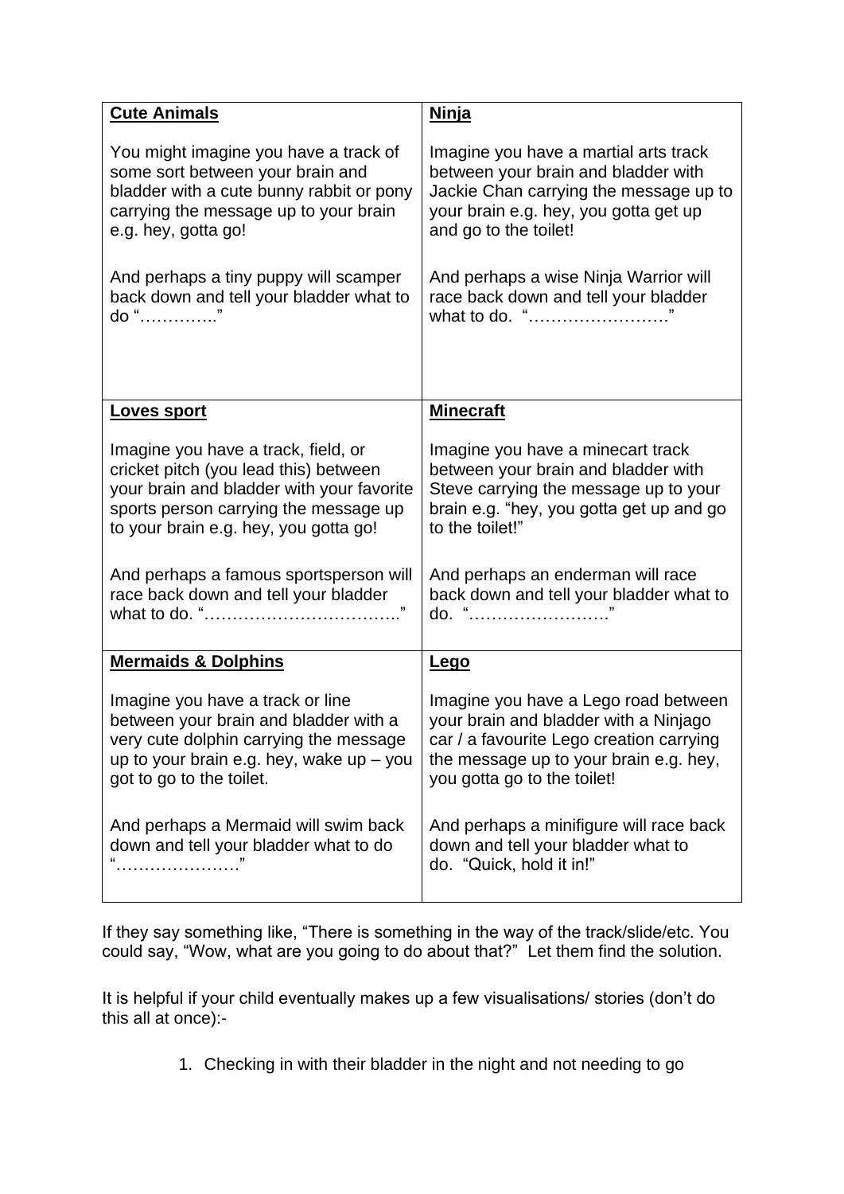| **Cute Animals** | **Ninja** |
|---|---|
| You might imagine you have a track of some sort between your brain and bladder with a cute bunny rabbit or pony carrying the message up to your brain e.g. hey, gotta go!<br><br>And perhaps a tiny puppy will scamper back down and tell your bladder what to do "…………." | Imagine you have a martial arts track between your brain and bladder with Jackie Chan carrying the message up to your brain e.g. hey, you gotta get up and go to the toilet!<br><br>And perhaps a wise Ninja Warrior will race back down and tell your bladder what to do. "……………………" |
| **Loves sport**<br><br>Imagine you have a track, field, or cricket pitch (you lead this) between your brain and bladder with your favorite sports person carrying the message up to your brain e.g. hey, you gotta go!<br><br>And perhaps a famous sportsperson will race back down and tell your bladder what to do. "…………………………….." | **Minecraft**<br><br>Imagine you have a minecart track between your brain and bladder with Steve carrying the message up to your brain e.g. "hey, you gotta get up and go to the toilet!"<br><br>And perhaps an enderman will race back down and tell your bladder what to do. "……………………" |
| **Mermaids & Dolphins**<br><br>Imagine you have a track or line between your brain and bladder with a very cute dolphin carrying the message up to your brain e.g. hey, wake up – you got to go to the toilet.<br><br>And perhaps a Mermaid will swim back down and tell your bladder what to do "…………………" | **Lego**<br><br>Imagine you have a Lego road between your brain and bladder with a Ninjago car / a favourite Lego creation carrying the message up to your brain e.g. hey, you gotta go to the toilet!<br><br>And perhaps a minifigure will race back down and tell your bladder what to do. "Quick, hold it in!" |

If they say something like, "There is something in the way of the track/slide/etc. You could say, "Wow, what are you going to do about that?" Let them find the solution.

It is helpful if your child eventually makes up a few visualisations/ stories (don't do this all at once):-

1. Checking in with their bladder in the night and not needing to go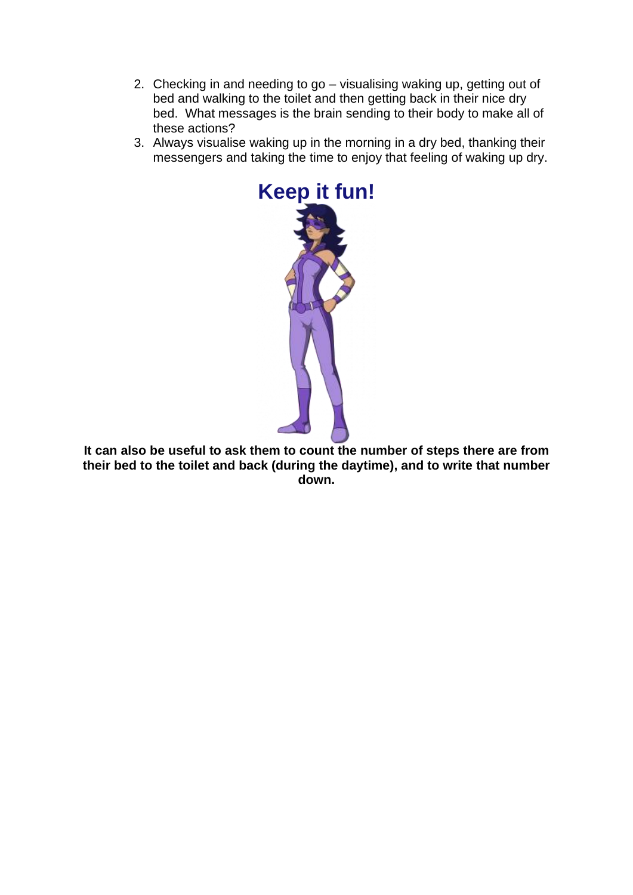2. Checking in and needing to go – visualising waking up, getting out of bed and walking to the toilet and then getting back in their nice dry bed. What messages is the brain sending to their body to make all of these actions?
3. Always visualise waking up in the morning in a dry bed, thanking their messengers and taking the time to enjoy that feeling of waking up dry.

## Keep it fun!

**It can also be useful to ask them to count the number of steps there are from their bed to the toilet and back (during the daytime), and to write that number down.**